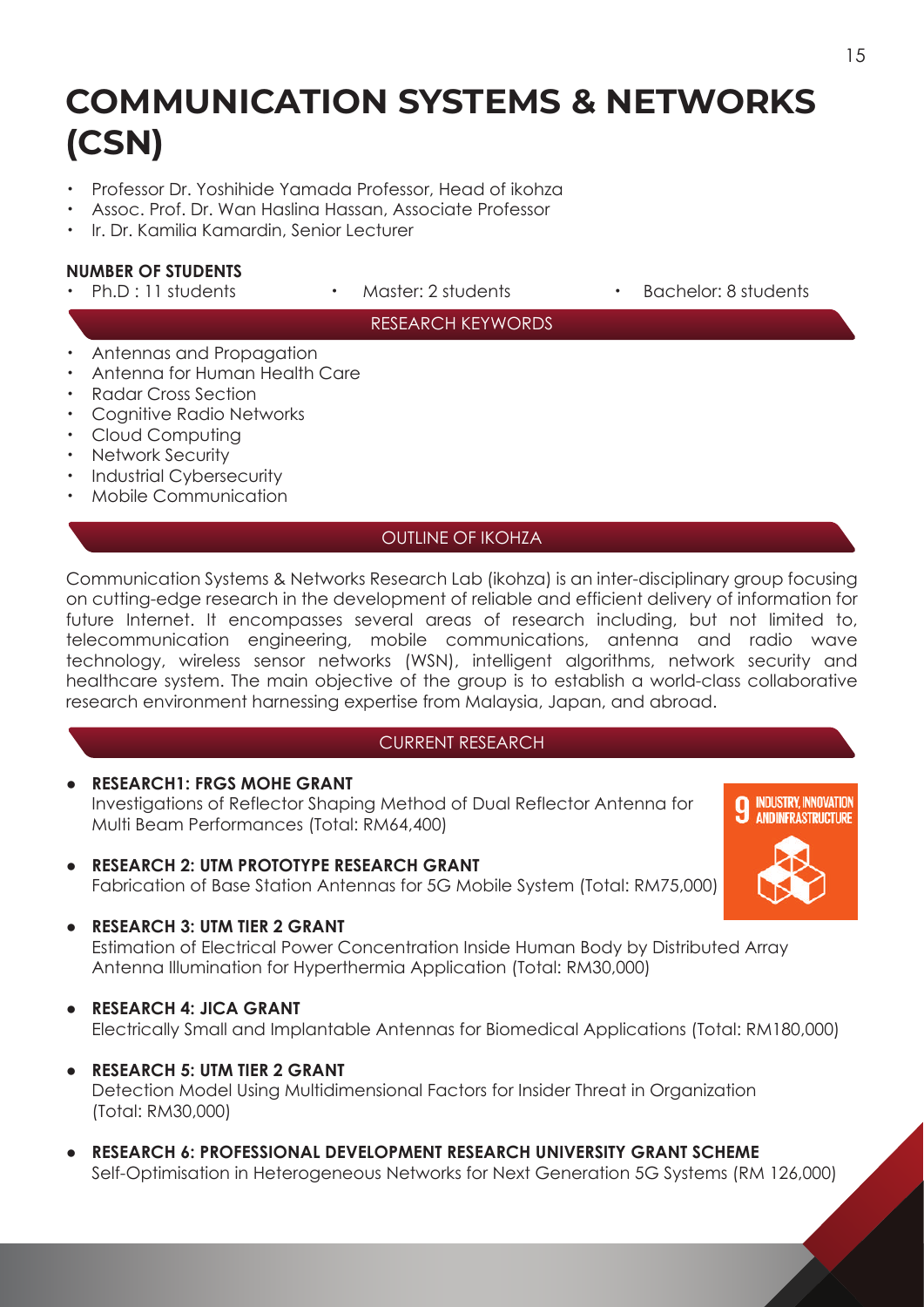# COMMUNICATION SYSTEMS & NETWORKS (CSN)

- Professor Dr. Yoshihide Yamada Professor, Head of ikohza
- Assoc. Prof. Dr. Wan Haslina Hassan, Associate Professor
- Ir. Dr. Kamilia Kamardin, Senior Lecturer

**NUMBER OF STUDENTS**

- Ph.D : 11 students
- Master: 2 students
- Bachelor: 8 students

## RESEARCH KEYWORDS

- Antennas and Propagation
- Antenna for Human Health Care
- Radar Cross Section
- Cognitive Radio Networks
- Cloud Computing
- Network Security
- Industrial Cybersecurity
- Mobile Communication

## OUTLINE OF IKOHZA

Communication Systems & Networks Research Lab (ikohza) is an inter-disciplinary group focusing on cutting-edge research in the development of reliable and efficient delivery of information for future Internet. It encompasses several areas of research including, but not limited to, telecommunication engineering, mobile communications, antenna and radio wave technology, wireless sensor networks (WSN), intelligent algorithms, network security and healthcare system. The main objective of the group is to establish a world-class collaborative research environment harnessing expertise from Malaysia, Japan, and abroad.

## CURRENT RESEARCH

- **RESEARCH1: FRGS MOHE GRANT**
  Investigations of Reflector Shaping Method of Dual Reflector Antenna for Multi Beam Performances (Total: RM64,400)
- **RESEARCH 2: UTM PROTOTYPE RESEARCH GRANT**
  Fabrication of Base Station Antennas for 5G Mobile System (Total: RM75,000)
- **RESEARCH 3: UTM TIER 2 GRANT**
  Estimation of Electrical Power Concentration Inside Human Body by Distributed Array Antenna Illumination for Hyperthermia Application (Total: RM30,000)
- **RESEARCH 4: JICA GRANT**
  Electrically Small and Implantable Antennas for Biomedical Applications (Total: RM180,000)
- **RESEARCH 5: UTM TIER 2 GRANT**
  Detection Model Using Multidimensional Factors for Insider Threat in Organization (Total: RM30,000)
- **RESEARCH 6: PROFESSIONAL DEVELOPMENT RESEARCH UNIVERSITY GRANT SCHEME**
  Self-Optimisation in Heterogeneous Networks for Next Generation 5G Systems (RM 126,000)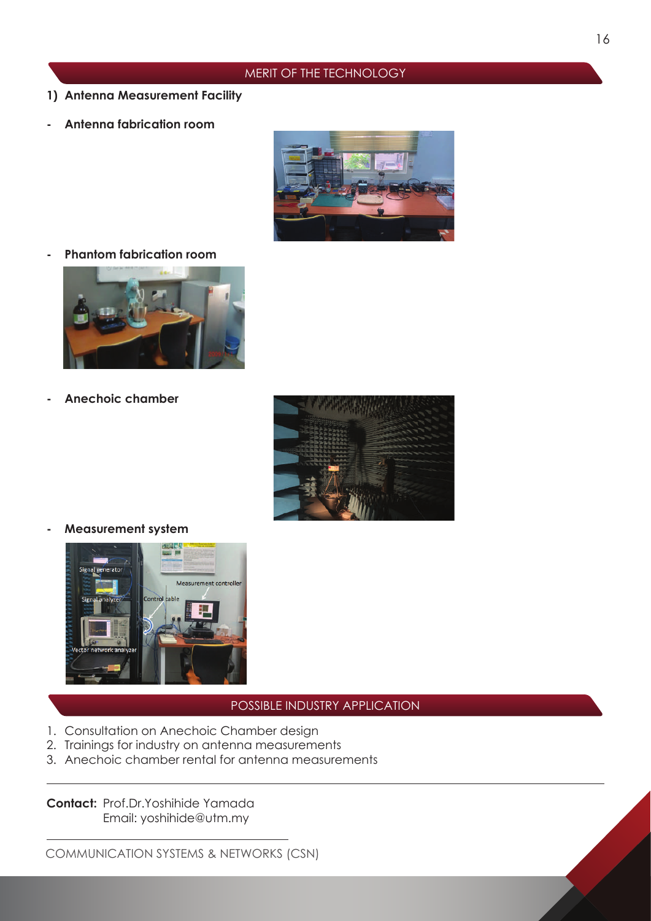## MERIT OF THE TECHNOLOGY

**1) Antenna Measurement Facility**

- **Antenna fabrication room**
- **Phantom fabrication room**
- **Anechoic chamber**
- **Measurement system**

Signal generator

Signal analyzer

Measurement controller

Control table

Vector network analyzer

## POSSIBLE INDUSTRY APPLICATION

1. Consultation on Anechoic Chamber design
2. Trainings for industry on antenna measurements
3. Anechoic chamber rental for antenna measurements

---

**Contact:** Prof.Dr.Yoshihide Yamada
Email: yoshihide@utm.my

COMMUNICATION SYSTEMS & NETWORKS (CSN)